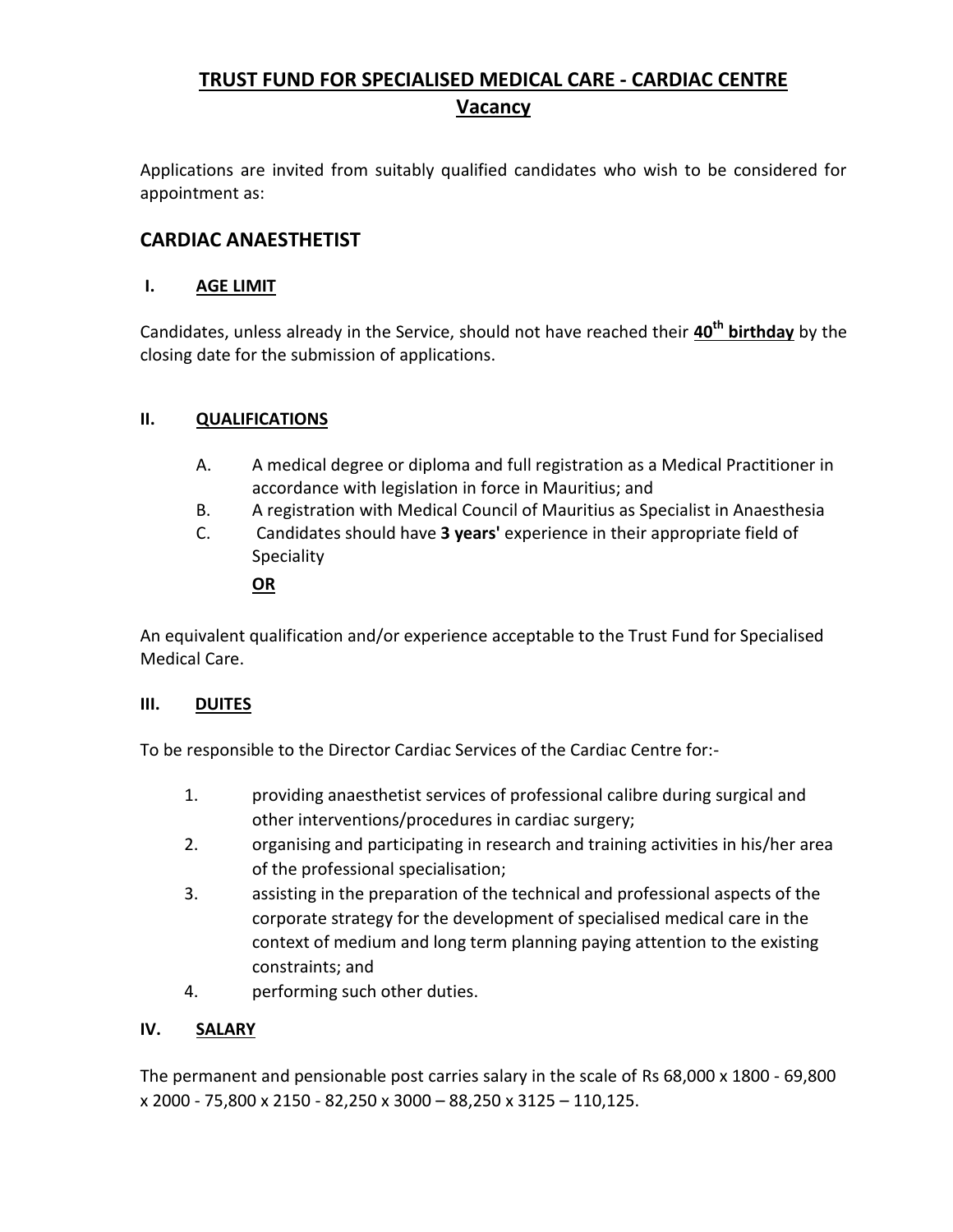# TRUST FUND FOR SPECIALISED MEDICAL CARE - CARDIAC CENTRE

## Vacancy

Applications are invited from suitably qualified candidates who wish to be considered for appointment as:

## CARDIAC ANAESTHETIST

### I. AGE LIMIT

Candidates, unless already in the Service, should not have reached their **40th birthday** by the closing date for the submission of applications.

### II. QUALIFICATIONS

A. A medical degree or diploma and full registration as a Medical Practitioner in accordance with legislation in force in Mauritius; and

B. A registration with Medical Council of Mauritius as Specialist in Anaesthesia

C. Candidates should have **3 years'** experience in their appropriate field of Speciality

**OR**

An equivalent qualification and/or experience acceptable to the Trust Fund for Specialised Medical Care.

### III. DUITES

To be responsible to the Director Cardiac Services of the Cardiac Centre for:-

1. providing anaesthetist services of professional calibre during surgical and other interventions/procedures in cardiac surgery;
2. organising and participating in research and training activities in his/her area of the professional specialisation;
3. assisting in the preparation of the technical and professional aspects of the corporate strategy for the development of specialised medical care in the context of medium and long term planning paying attention to the existing constraints; and
4. performing such other duties.

### IV. SALARY

The permanent and pensionable post carries salary in the scale of Rs 68,000 x 1800 - 69,800 x 2000 - 75,800 x 2150 - 82,250 x 3000 – 88,250 x 3125 – 110,125.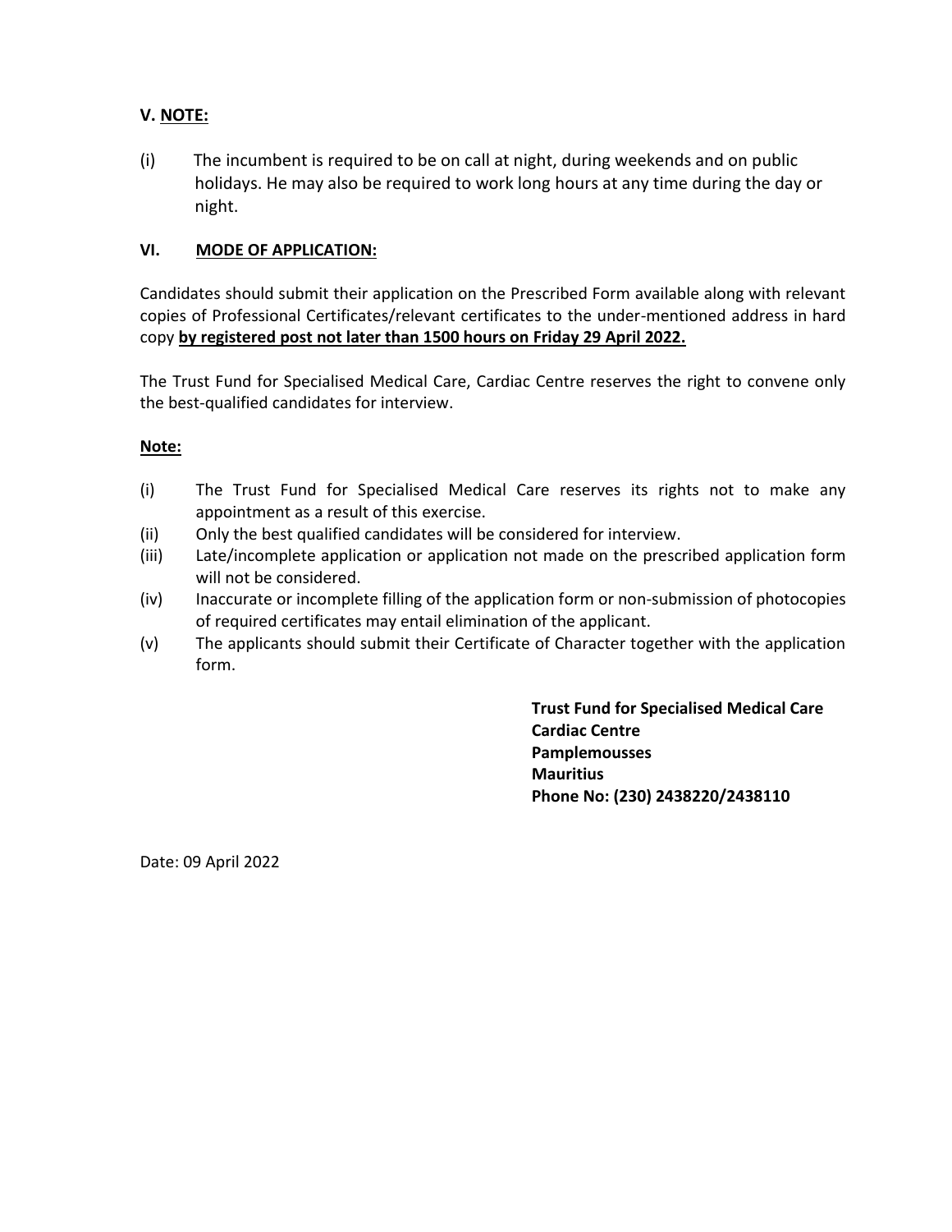## V. <u>NOTE:</u>

(i) The incumbent is required to be on call at night, during weekends and on public holidays. He may also be required to work long hours at any time during the day or night.

## VI. <u>MODE OF APPLICATION:</u>

Candidates should submit their application on the Prescribed Form available along with relevant copies of Professional Certificates/relevant certificates to the under-mentioned address in hard copy **<u>by registered post not later than 1500 hours on Friday 29 April 2022.</u>**

The Trust Fund for Specialised Medical Care, Cardiac Centre reserves the right to convene only the best-qualified candidates for interview.

**<u>Note:</u>**

(i) The Trust Fund for Specialised Medical Care reserves its rights not to make any appointment as a result of this exercise.

(ii) Only the best qualified candidates will be considered for interview.

(iii) Late/incomplete application or application not made on the prescribed application form will not be considered.

(iv) Inaccurate or incomplete filling of the application form or non-submission of photocopies of required certificates may entail elimination of the applicant.

(v) The applicants should submit their Certificate of Character together with the application form.

**Trust Fund for Specialised Medical Care**
**Cardiac Centre**
**Pamplemousses**
**Mauritius**
**Phone No: (230) 2438220/2438110**

Date: 09 April 2022